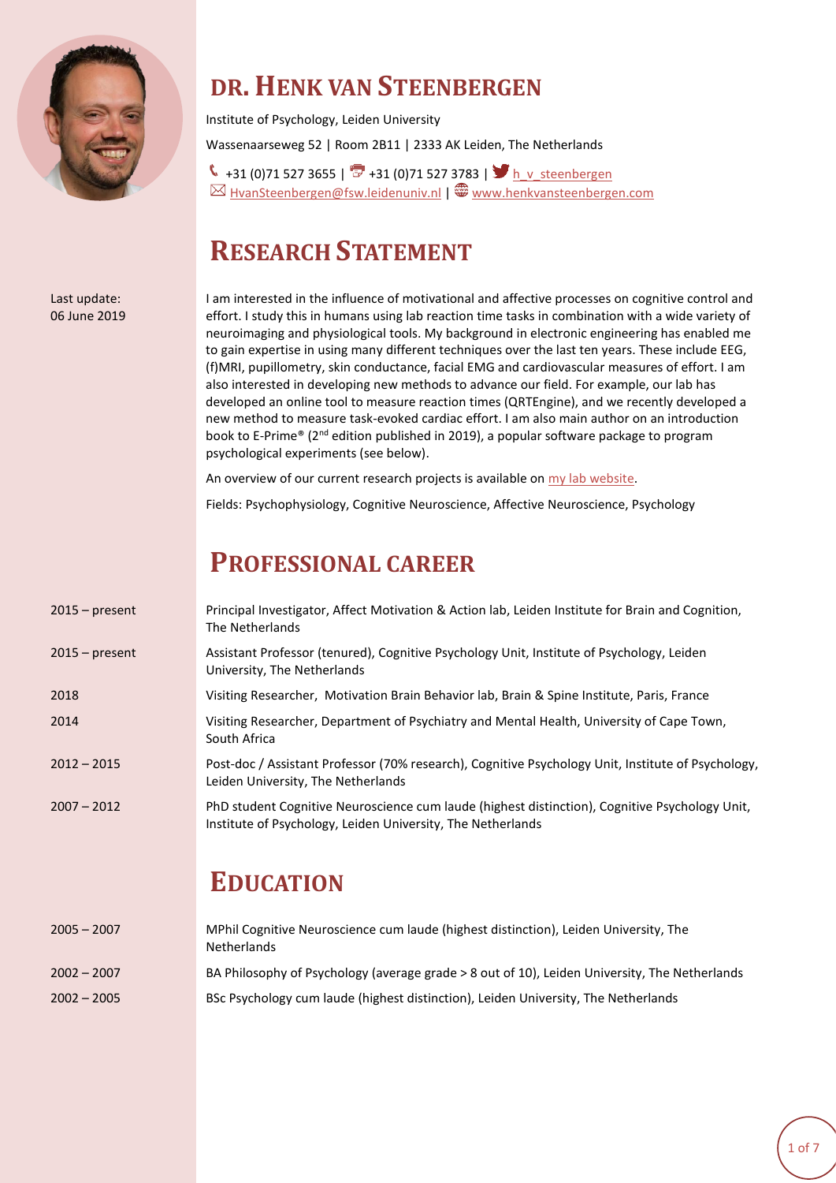# DR. HENK VAN STEENBERGEN

Institute of Psychology, Leiden University

Wassenaarseweg 52 | Room 2B11 | 2333 AK Leiden, The Netherlands

+31 (0)71 527 3655 | +31 (0)71 527 3783 | h_v_steenbergen
HvanSteenbergen@fsw.leidenuniv.nl | www.henkvansteenbergen.com

Last update:
06 June 2019

## RESEARCH STATEMENT

I am interested in the influence of motivational and affective processes on cognitive control and effort. I study this in humans using lab reaction time tasks in combination with a wide variety of neuroimaging and physiological tools. My background in electronic engineering has enabled me to gain expertise in using many different techniques over the last ten years. These include EEG, (f)MRI, pupillometry, skin conductance, facial EMG and cardiovascular measures of effort. I am also interested in developing new methods to advance our field. For example, our lab has developed an online tool to measure reaction times (QRTEngine), and we recently developed a new method to measure task-evoked cardiac effort. I am also main author on an introduction book to E-Prime® (2nd edition published in 2019), a popular software package to program psychological experiments (see below).

An overview of our current research projects is available on my lab website.

Fields: Psychophysiology, Cognitive Neuroscience, Affective Neuroscience, Psychology

## PROFESSIONAL CAREER

| | |
|---|---|
| 2015 – present | Principal Investigator, Affect Motivation & Action lab, Leiden Institute for Brain and Cognition, The Netherlands |
| 2015 – present | Assistant Professor (tenured), Cognitive Psychology Unit, Institute of Psychology, Leiden University, The Netherlands |
| 2018 | Visiting Researcher, Motivation Brain Behavior lab, Brain & Spine Institute, Paris, France |
| 2014 | Visiting Researcher, Department of Psychiatry and Mental Health, University of Cape Town, South Africa |
| 2012 – 2015 | Post-doc / Assistant Professor (70% research), Cognitive Psychology Unit, Institute of Psychology, Leiden University, The Netherlands |
| 2007 – 2012 | PhD student Cognitive Neuroscience cum laude (highest distinction), Cognitive Psychology Unit, Institute of Psychology, Leiden University, The Netherlands |

## EDUCATION

| | |
|---|---|
| 2005 – 2007 | MPhil Cognitive Neuroscience cum laude (highest distinction), Leiden University, The Netherlands |
| 2002 – 2007 | BA Philosophy of Psychology (average grade > 8 out of 10), Leiden University, The Netherlands |
| 2002 – 2005 | BSc Psychology cum laude (highest distinction), Leiden University, The Netherlands |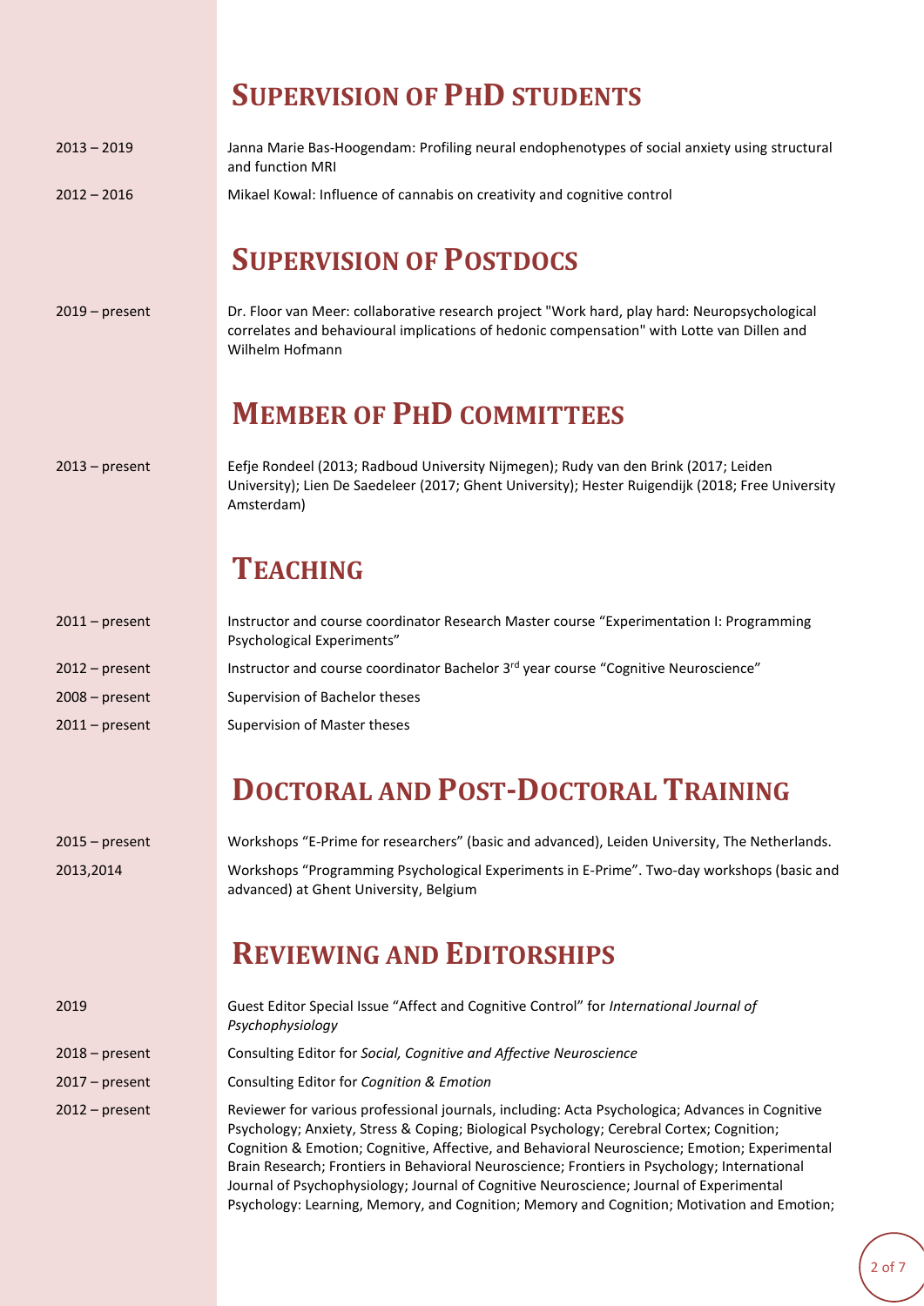## SUPERVISION OF PHD STUDENTS

2013 – 2019 Janna Marie Bas-Hoogendam: Profiling neural endophenotypes of social anxiety using structural and function MRI

2012 – 2016 Mikael Kowal: Influence of cannabis on creativity and cognitive control

## SUPERVISION OF POSTDOCS

2019 – present Dr. Floor van Meer: collaborative research project "Work hard, play hard: Neuropsychological correlates and behavioural implications of hedonic compensation" with Lotte van Dillen and Wilhelm Hofmann

## MEMBER OF PHD COMMITTEES

2013 – present Eefje Rondeel (2013; Radboud University Nijmegen); Rudy van den Brink (2017; Leiden University); Lien De Saedeleer (2017; Ghent University); Hester Ruigendijk (2018; Free University Amsterdam)

## TEACHING

2011 – present Instructor and course coordinator Research Master course "Experimentation I: Programming Psychological Experiments"

2012 – present Instructor and course coordinator Bachelor 3rd year course "Cognitive Neuroscience"

2008 – present Supervision of Bachelor theses

2011 – present Supervision of Master theses

## DOCTORAL AND POST-DOCTORAL TRAINING

2015 – present Workshops "E-Prime for researchers" (basic and advanced), Leiden University, The Netherlands.

2013,2014 Workshops "Programming Psychological Experiments in E-Prime". Two-day workshops (basic and advanced) at Ghent University, Belgium

## REVIEWING AND EDITORSHIPS

2019 Guest Editor Special Issue "Affect and Cognitive Control" for *International Journal of Psychophysiology*

2018 – present Consulting Editor for *Social, Cognitive and Affective Neuroscience*

2017 – present Consulting Editor for *Cognition & Emotion*

2012 – present Reviewer for various professional journals, including: Acta Psychologica; Advances in Cognitive Psychology; Anxiety, Stress & Coping; Biological Psychology; Cerebral Cortex; Cognition; Cognition & Emotion; Cognitive, Affective, and Behavioral Neuroscience; Emotion; Experimental Brain Research; Frontiers in Behavioral Neuroscience; Frontiers in Psychology; International Journal of Psychophysiology; Journal of Cognitive Neuroscience; Journal of Experimental Psychology: Learning, Memory, and Cognition; Memory and Cognition; Motivation and Emotion;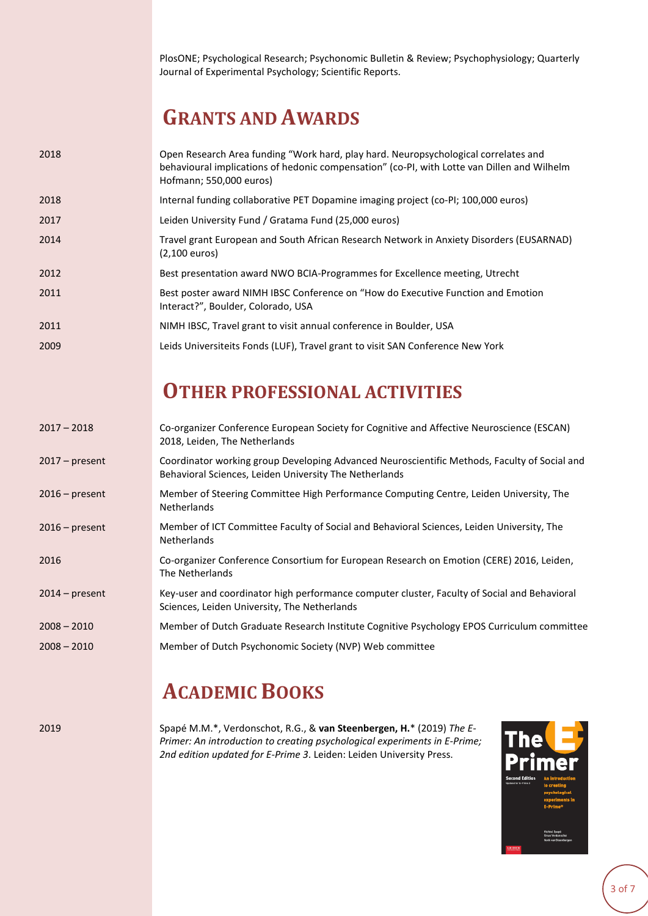PlosONE; Psychological Research; Psychonomic Bulletin & Review; Psychophysiology; Quarterly Journal of Experimental Psychology; Scientific Reports.

## GRANTS AND AWARDS

| | |
|---|---|
| 2018 | Open Research Area funding "Work hard, play hard. Neuropsychological correlates and behavioural implications of hedonic compensation" (co-PI, with Lotte van Dillen and Wilhelm Hofmann; 550,000 euros) |
| 2018 | Internal funding collaborative PET Dopamine imaging project (co-PI; 100,000 euros) |
| 2017 | Leiden University Fund / Gratama Fund (25,000 euros) |
| 2014 | Travel grant European and South African Research Network in Anxiety Disorders (EUSARNAD) (2,100 euros) |
| 2012 | Best presentation award NWO BCIA-Programmes for Excellence meeting, Utrecht |
| 2011 | Best poster award NIMH IBSC Conference on "How do Executive Function and Emotion Interact?", Boulder, Colorado, USA |
| 2011 | NIMH IBSC, Travel grant to visit annual conference in Boulder, USA |
| 2009 | Leids Universiteits Fonds (LUF), Travel grant to visit SAN Conference New York |

## OTHER PROFESSIONAL ACTIVITIES

| | |
|---|---|
| 2017 – 2018 | Co-organizer Conference European Society for Cognitive and Affective Neuroscience (ESCAN) 2018, Leiden, The Netherlands |
| 2017 – present | Coordinator working group Developing Advanced Neuroscientific Methods, Faculty of Social and Behavioral Sciences, Leiden University The Netherlands |
| 2016 – present | Member of Steering Committee High Performance Computing Centre, Leiden University, The Netherlands |
| 2016 – present | Member of ICT Committee Faculty of Social and Behavioral Sciences, Leiden University, The Netherlands |
| 2016 | Co-organizer Conference Consortium for European Research on Emotion (CERE) 2016, Leiden, The Netherlands |
| 2014 – present | Key-user and coordinator high performance computer cluster, Faculty of Social and Behavioral Sciences, Leiden University, The Netherlands |
| 2008 – 2010 | Member of Dutch Graduate Research Institute Cognitive Psychology EPOS Curriculum committee |
| 2008 – 2010 | Member of Dutch Psychonomic Society (NVP) Web committee |

## ACADEMIC BOOKS

| | |
|---|---|
| 2019 | Spapé M.M.*, Verdonschot, R.G., & **van Steenbergen, H.*** (2019) *The E-Primer: An introduction to creating psychological experiments in E-Prime; 2nd edition updated for E-Prime 3*. Leiden: Leiden University Press. |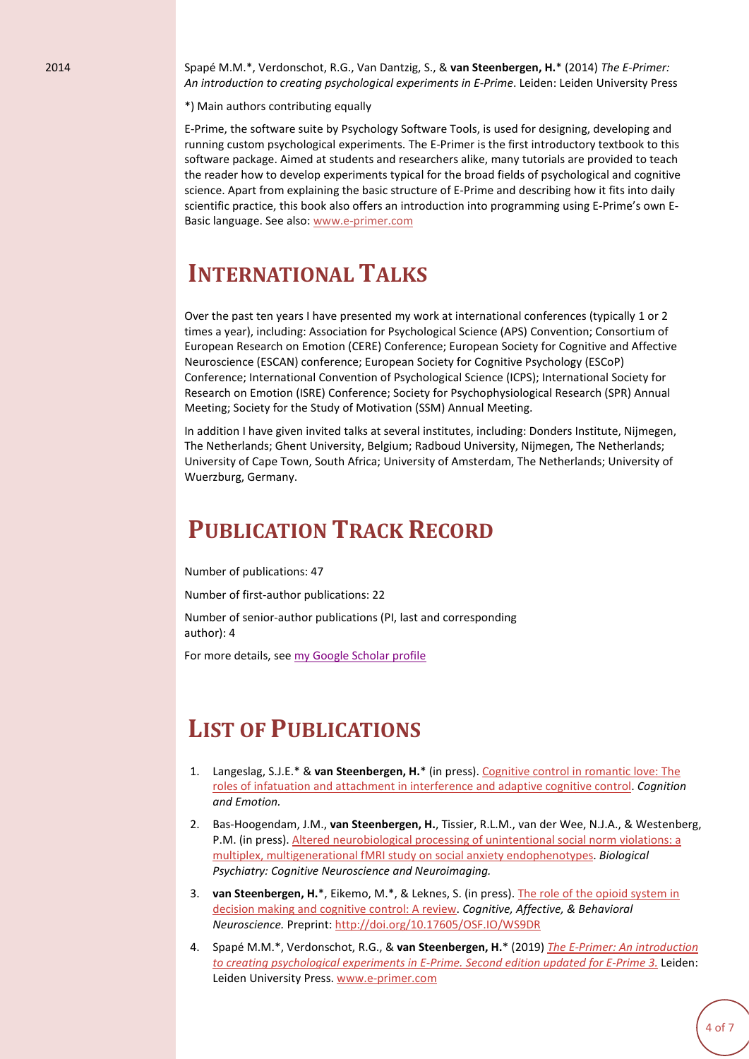2014

Spapé M.M.*, Verdonschot, R.G., Van Dantzig, S., & **van Steenbergen, H.*** (2014) *The E-Primer: An introduction to creating psychological experiments in E-Prime*. Leiden: Leiden University Press

*) Main authors contributing equally

E-Prime, the software suite by Psychology Software Tools, is used for designing, developing and running custom psychological experiments. The E-Primer is the first introductory textbook to this software package. Aimed at students and researchers alike, many tutorials are provided to teach the reader how to develop experiments typical for the broad fields of psychological and cognitive science. Apart from explaining the basic structure of E-Prime and describing how it fits into daily scientific practice, this book also offers an introduction into programming using E-Prime's own E-Basic language. See also: www.e-primer.com

# International Talks

Over the past ten years I have presented my work at international conferences (typically 1 or 2 times a year), including: Association for Psychological Science (APS) Convention; Consortium of European Research on Emotion (CERE) Conference; European Society for Cognitive and Affective Neuroscience (ESCAN) conference; European Society for Cognitive Psychology (ESCoP) Conference; International Convention of Psychological Science (ICPS); International Society for Research on Emotion (ISRE) Conference; Society for Psychophysiological Research (SPR) Annual Meeting; Society for the Study of Motivation (SSM) Annual Meeting.

In addition I have given invited talks at several institutes, including: Donders Institute, Nijmegen, The Netherlands; Ghent University, Belgium; Radboud University, Nijmegen, The Netherlands; University of Cape Town, South Africa; University of Amsterdam, The Netherlands; University of Wuerzburg, Germany.

# Publication Track Record

Number of publications: 47

Number of first-author publications: 22

Number of senior-author publications (PI, last and corresponding author): 4

For more details, see my Google Scholar profile

# List of Publications

1. Langeslag, S.J.E.* & **van Steenbergen, H.*** (in press). Cognitive control in romantic love: The roles of infatuation and attachment in interference and adaptive cognitive control. *Cognition and Emotion.*
2. Bas-Hoogendam, J.M., **van Steenbergen, H.**, Tissier, R.L.M., van der Wee, N.J.A., & Westenberg, P.M. (in press). Altered neurobiological processing of unintentional social norm violations: a multiplex, multigenerational fMRI study on social anxiety endophenotypes. *Biological Psychiatry: Cognitive Neuroscience and Neuroimaging.*
3. **van Steenbergen, H.***, Eikemo, M.*, & Leknes, S. (in press). The role of the opioid system in decision making and cognitive control: A review. *Cognitive, Affective, & Behavioral Neuroscience.* Preprint: http://doi.org/10.17605/OSF.IO/WS9DR
4. Spapé M.M.*, Verdonschot, R.G., & **van Steenbergen, H.*** (2019) *The E-Primer: An introduction to creating psychological experiments in E-Prime. Second edition updated for E-Prime 3.* Leiden: Leiden University Press. www.e-primer.com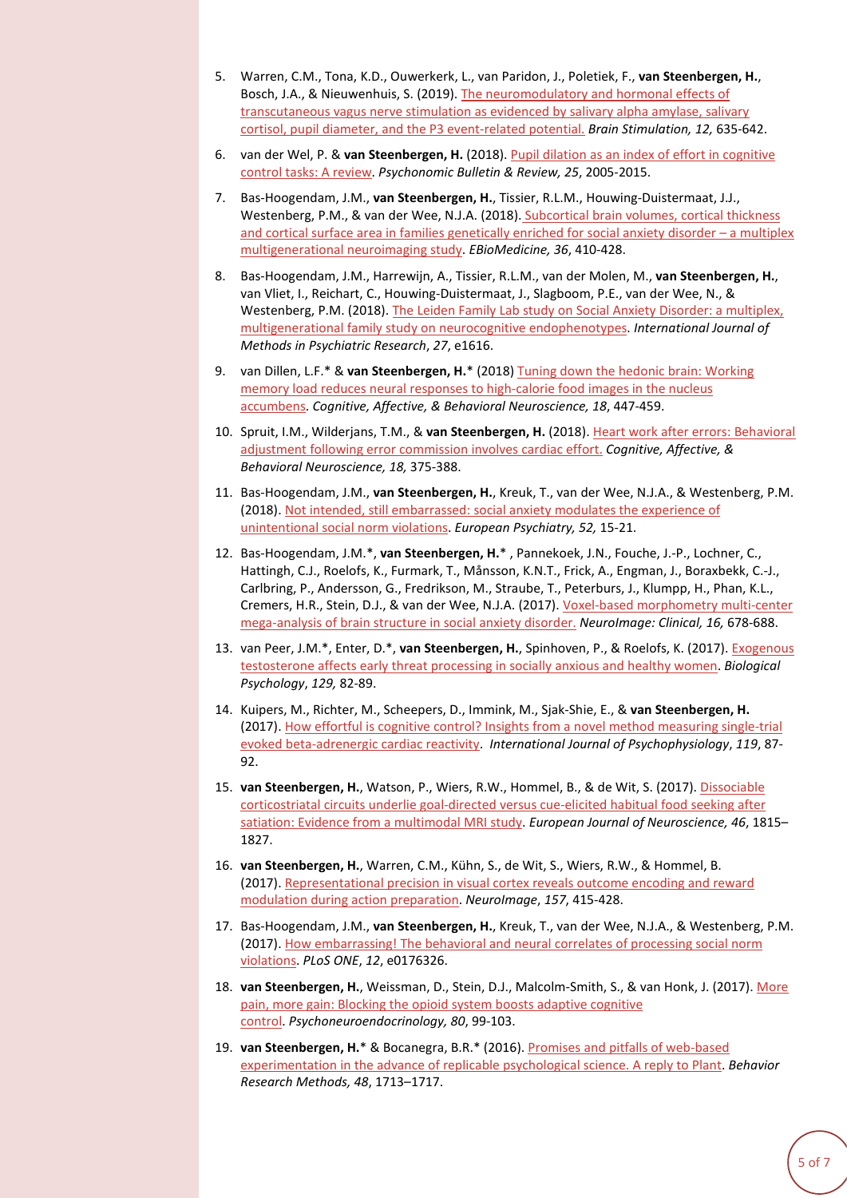5. Warren, C.M., Tona, K.D., Ouwerkerk, L., van Paridon, J., Poletiek, F., **van Steenbergen, H.**, Bosch, J.A., & Nieuwenhuis, S. (2019). The neuromodulatory and hormonal effects of transcutaneous vagus nerve stimulation as evidenced by salivary alpha amylase, salivary cortisol, pupil diameter, and the P3 event-related potential. *Brain Stimulation, 12,* 635-642.

6. van der Wel, P. & **van Steenbergen, H.** (2018). Pupil dilation as an index of effort in cognitive control tasks: A review. *Psychonomic Bulletin & Review, 25*, 2005-2015.

7. Bas-Hoogendam, J.M., **van Steenbergen, H.**, Tissier, R.L.M., Houwing-Duistermaat, J.J., Westenberg, P.M., & van der Wee, N.J.A. (2018). Subcortical brain volumes, cortical thickness and cortical surface area in families genetically enriched for social anxiety disorder – a multiplex multigenerational neuroimaging study. *EBioMedicine, 36*, 410-428.

8. Bas-Hoogendam, J.M., Harrewijn, A., Tissier, R.L.M., van der Molen, M., **van Steenbergen, H.**, van Vliet, I., Reichart, C., Houwing-Duistermaat, J., Slagboom, P.E., van der Wee, N., & Westenberg, P.M. (2018). The Leiden Family Lab study on Social Anxiety Disorder: a multiplex, multigenerational family study on neurocognitive endophenotypes. *International Journal of Methods in Psychiatric Research*, *27*, e1616.

9. van Dillen, L.F.* & **van Steenbergen, H.*** (2018) Tuning down the hedonic brain: Working memory load reduces neural responses to high-calorie food images in the nucleus accumbens. *Cognitive, Affective, & Behavioral Neuroscience, 18*, 447-459.

10. Spruit, I.M., Wilderjans, T.M., & **van Steenbergen, H.** (2018). Heart work after errors: Behavioral adjustment following error commission involves cardiac effort. *Cognitive, Affective, & Behavioral Neuroscience, 18,* 375-388.

11. Bas-Hoogendam, J.M., **van Steenbergen, H.**, Kreuk, T., van der Wee, N.J.A., & Westenberg, P.M. (2018). Not intended, still embarrassed: social anxiety modulates the experience of unintentional social norm violations. *European Psychiatry, 52,* 15-21.

12. Bas-Hoogendam, J.M.*, **van Steenbergen, H.*** , Pannekoek, J.N., Fouche, J.-P., Lochner, C., Hattingh, C.J., Roelofs, K., Furmark, T., Månsson, K.N.T., Frick, A., Engman, J., Boraxbekk, C.-J., Carlbring, P., Andersson, G., Fredrikson, M., Straube, T., Peterburs, J., Klumpp, H., Phan, K.L., Cremers, H.R., Stein, D.J., & van der Wee, N.J.A. (2017). Voxel-based morphometry multi-center mega-analysis of brain structure in social anxiety disorder. *NeuroImage: Clinical, 16,* 678-688.

13. van Peer, J.M.*, Enter, D.*, **van Steenbergen, H.**, Spinhoven, P., & Roelofs, K. (2017). Exogenous testosterone affects early threat processing in socially anxious and healthy women. *Biological Psychology*, *129,* 82-89.

14. Kuipers, M., Richter, M., Scheepers, D., Immink, M., Sjak-Shie, E., & **van Steenbergen, H.** (2017). How effortful is cognitive control? Insights from a novel method measuring single-trial evoked beta-adrenergic cardiac reactivity. *International Journal of Psychophysiology*, *119*, 87-92.

15. **van Steenbergen, H.**, Watson, P., Wiers, R.W., Hommel, B., & de Wit, S. (2017). Dissociable corticostriatal circuits underlie goal-directed versus cue-elicited habitual food seeking after satiation: Evidence from a multimodal MRI study. *European Journal of Neuroscience, 46*, 1815–1827.

16. **van Steenbergen, H.**, Warren, C.M., Kühn, S., de Wit, S., Wiers, R.W., & Hommel, B. (2017). Representational precision in visual cortex reveals outcome encoding and reward modulation during action preparation. *NeuroImage*, *157*, 415-428.

17. Bas-Hoogendam, J.M., **van Steenbergen, H.**, Kreuk, T., van der Wee, N.J.A., & Westenberg, P.M. (2017). How embarrassing! The behavioral and neural correlates of processing social norm violations. *PLoS ONE*, *12*, e0176326.

18. **van Steenbergen, H.**, Weissman, D., Stein, D.J., Malcolm-Smith, S., & van Honk, J. (2017). More pain, more gain: Blocking the opioid system boosts adaptive cognitive control. *Psychoneuroendocrinology, 80*, 99-103.

19. **van Steenbergen, H.*** & Bocanegra, B.R.* (2016). Promises and pitfalls of web-based experimentation in the advance of replicable psychological science. A reply to Plant. *Behavior Research Methods, 48*, 1713–1717.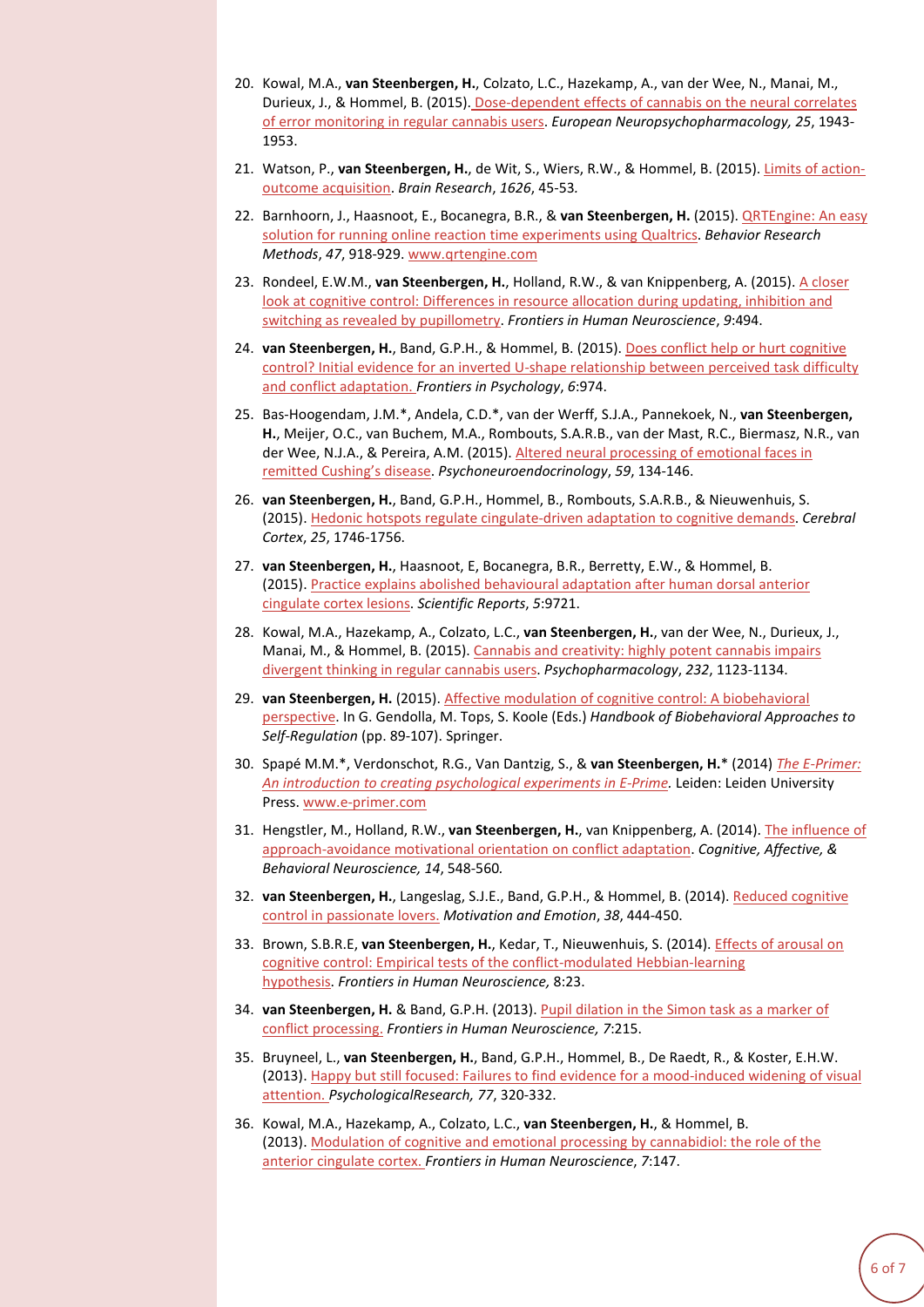20. Kowal, M.A., **van Steenbergen, H.**, Colzato, L.C., Hazekamp, A., van der Wee, N., Manai, M., Durieux, J., & Hommel, B. (2015). Dose-dependent effects of cannabis on the neural correlates of error monitoring in regular cannabis users. *European Neuropsychopharmacology, 25*, 1943-1953.

21. Watson, P., **van Steenbergen, H.**, de Wit, S., Wiers, R.W., & Hommel, B. (2015). Limits of action-outcome acquisition. *Brain Research*, *1626*, 45-53.

22. Barnhoorn, J., Haasnoot, E., Bocanegra, B.R., & **van Steenbergen, H.** (2015). QRTEngine: An easy solution for running online reaction time experiments using Qualtrics. *Behavior Research Methods*, *47*, 918-929. www.qrtengine.com

23. Rondeel, E.W.M., **van Steenbergen, H.**, Holland, R.W., & van Knippenberg, A. (2015). A closer look at cognitive control: Differences in resource allocation during updating, inhibition and switching as revealed by pupillometry. *Frontiers in Human Neuroscience*, *9*:494.

24. **van Steenbergen, H.**, Band, G.P.H., & Hommel, B. (2015). Does conflict help or hurt cognitive control? Initial evidence for an inverted U-shape relationship between perceived task difficulty and conflict adaptation. *Frontiers in Psychology*, *6*:974.

25. Bas-Hoogendam, J.M.*, Andela, C.D.*, van der Werff, S.J.A., Pannekoek, N., **van Steenbergen, H.**, Meijer, O.C., van Buchem, M.A., Rombouts, S.A.R.B., van der Mast, R.C., Biermasz, N.R., van der Wee, N.J.A., & Pereira, A.M. (2015). Altered neural processing of emotional faces in remitted Cushing's disease. *Psychoneuroendocrinology*, *59*, 134-146.

26. **van Steenbergen, H.**, Band, G.P.H., Hommel, B., Rombouts, S.A.R.B., & Nieuwenhuis, S. (2015). Hedonic hotspots regulate cingulate-driven adaptation to cognitive demands. *Cerebral Cortex*, *25*, 1746-1756.

27. **van Steenbergen, H.**, Haasnoot, E, Bocanegra, B.R., Berretty, E.W., & Hommel, B. (2015). Practice explains abolished behavioural adaptation after human dorsal anterior cingulate cortex lesions. *Scientific Reports*, *5*:9721.

28. Kowal, M.A., Hazekamp, A., Colzato, L.C., **van Steenbergen, H.**, van der Wee, N., Durieux, J., Manai, M., & Hommel, B. (2015). Cannabis and creativity: highly potent cannabis impairs divergent thinking in regular cannabis users. *Psychopharmacology*, *232*, 1123-1134.

29. **van Steenbergen, H.** (2015). Affective modulation of cognitive control: A biobehavioral perspective. In G. Gendolla, M. Tops, S. Koole (Eds.) *Handbook of Biobehavioral Approaches to Self-Regulation* (pp. 89-107). Springer.

30. Spapé M.M.*, Verdonschot, R.G., Van Dantzig, S., & **van Steenbergen, H.*** (2014) *The E-Primer: An introduction to creating psychological experiments in E-Prime.* Leiden: Leiden University Press. www.e-primer.com

31. Hengstler, M., Holland, R.W., **van Steenbergen, H.**, van Knippenberg, A. (2014). The influence of approach-avoidance motivational orientation on conflict adaptation. *Cognitive, Affective, & Behavioral Neuroscience, 14*, 548-560.

32. **van Steenbergen, H.**, Langeslag, S.J.E., Band, G.P.H., & Hommel, B. (2014). Reduced cognitive control in passionate lovers. *Motivation and Emotion*, *38*, 444-450.

33. Brown, S.B.R.E, **van Steenbergen, H.**, Kedar, T., Nieuwenhuis, S. (2014). Effects of arousal on cognitive control: Empirical tests of the conflict-modulated Hebbian-learning hypothesis. *Frontiers in Human Neuroscience,* 8:23.

34. **van Steenbergen, H.** & Band, G.P.H. (2013). Pupil dilation in the Simon task as a marker of conflict processing. *Frontiers in Human Neuroscience, 7*:215.

35. Bruyneel, L., **van Steenbergen, H.**, Band, G.P.H., Hommel, B., De Raedt, R., & Koster, E.H.W. (2013). Happy but still focused: Failures to find evidence for a mood-induced widening of visual attention. *PsychologicalResearch, 77*, 320-332.

36. Kowal, M.A., Hazekamp, A., Colzato, L.C., **van Steenbergen, H.**, & Hommel, B. (2013). Modulation of cognitive and emotional processing by cannabidiol: the role of the anterior cingulate cortex. *Frontiers in Human Neuroscience*, *7*:147.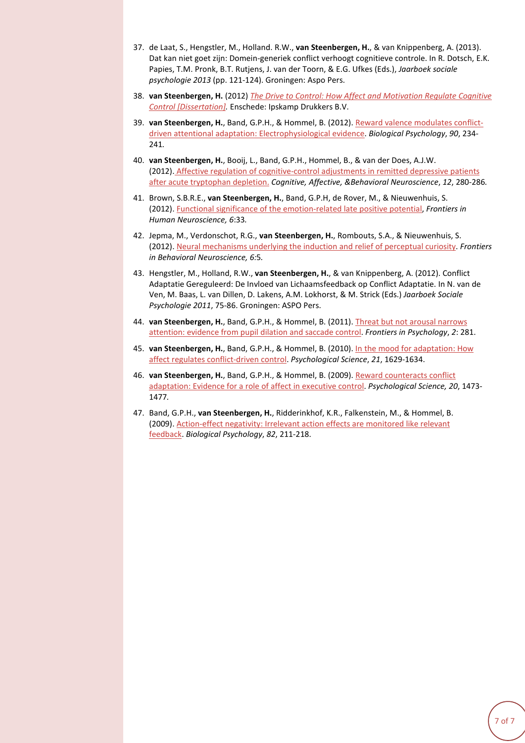37. de Laat, S., Hengstler, M., Holland. R.W., **van Steenbergen, H.**, & van Knippenberg, A. (2013). Dat kan niet goet zijn: Domein-generiek conflict verhoogt cognitieve controle. In R. Dotsch, E.K. Papies, T.M. Pronk, B.T. Rutjens, J. van der Toorn, & E.G. Ufkes (Eds.), *Jaarboek sociale psychologie 2013* (pp. 121-124). Groningen: Aspo Pers.

38. **van Steenbergen, H.** (2012) *The Drive to Control: How Affect and Motivation Regulate Cognitive Control [Dissertation].* Enschede: Ipskamp Drukkers B.V.

39. **van Steenbergen, H.**, Band, G.P.H., & Hommel, B. (2012). Reward valence modulates conflict-driven attentional adaptation: Electrophysiological evidence. *Biological Psychology*, *90*, 234-241.

40. **van Steenbergen, H.**, Booij, L., Band, G.P.H., Hommel, B., & van der Does, A.J.W. (2012). Affective regulation of cognitive-control adjustments in remitted depressive patients after acute tryptophan depletion. *Cognitive, Affective, &Behavioral Neuroscience*, *12*, 280-286.

41. Brown, S.B.R.E., **van Steenbergen, H.**, Band, G.P.H, de Rover, M., & Nieuwenhuis, S. (2012). Functional significance of the emotion-related late positive potential, *Frontiers in Human Neuroscience, 6*:33.

42. Jepma, M., Verdonschot, R.G., **van Steenbergen, H.**, Rombouts, S.A., & Nieuwenhuis, S. (2012). Neural mechanisms underlying the induction and relief of perceptual curiosity. *Frontiers in Behavioral Neuroscience, 6*:5.

43. Hengstler, M., Holland, R.W., **van Steenbergen, H.**, & van Knippenberg, A. (2012). Conflict Adaptatie Gereguleerd: De Invloed van Lichaamsfeedback op Conflict Adaptatie. In N. van de Ven, M. Baas, L. van Dillen, D. Lakens, A.M. Lokhorst, & M. Strick (Eds.) *Jaarboek Sociale Psychologie 2011*, 75-86. Groningen: ASPO Pers.

44. **van Steenbergen, H.**, Band, G.P.H., & Hommel, B. (2011). Threat but not arousal narrows attention: evidence from pupil dilation and saccade control. *Frontiers in Psychology*, *2*: 281.

45. **van Steenbergen, H.**, Band, G.P.H., & Hommel, B. (2010). In the mood for adaptation: How affect regulates conflict-driven control. *Psychological Science*, *21*, 1629-1634.

46. **van Steenbergen, H.**, Band, G.P.H., & Hommel, B. (2009). Reward counteracts conflict adaptation: Evidence for a role of affect in executive control. *Psychological Science, 20*, 1473-1477.

47. Band, G.P.H., **van Steenbergen, H.**, Ridderinkhof, K.R., Falkenstein, M., & Hommel, B. (2009). Action-effect negativity: Irrelevant action effects are monitored like relevant feedback. *Biological Psychology*, *82*, 211-218.